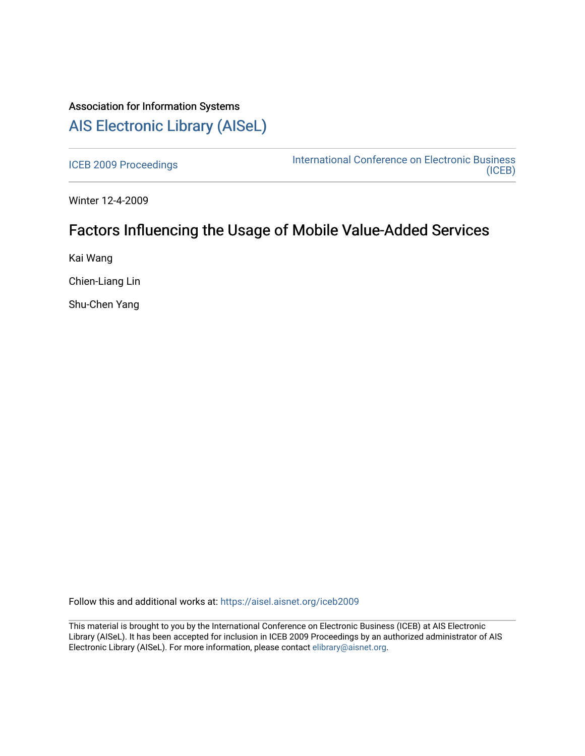Association for Information Systems

# AIS Electronic Library (AISeL)

ICEB 2009 Proceedings

International Conference on Electronic Business (ICEB)

Winter 12-4-2009

## Factors Influencing the Usage of Mobile Value-Added Services

Kai Wang

Chien-Liang Lin

Shu-Chen Yang

Follow this and additional works at: https://aisel.aisnet.org/iceb2009

This material is brought to you by the International Conference on Electronic Business (ICEB) at AIS Electronic Library (AISeL). It has been accepted for inclusion in ICEB 2009 Proceedings by an authorized administrator of AIS Electronic Library (AISeL). For more information, please contact elibrary@aisnet.org.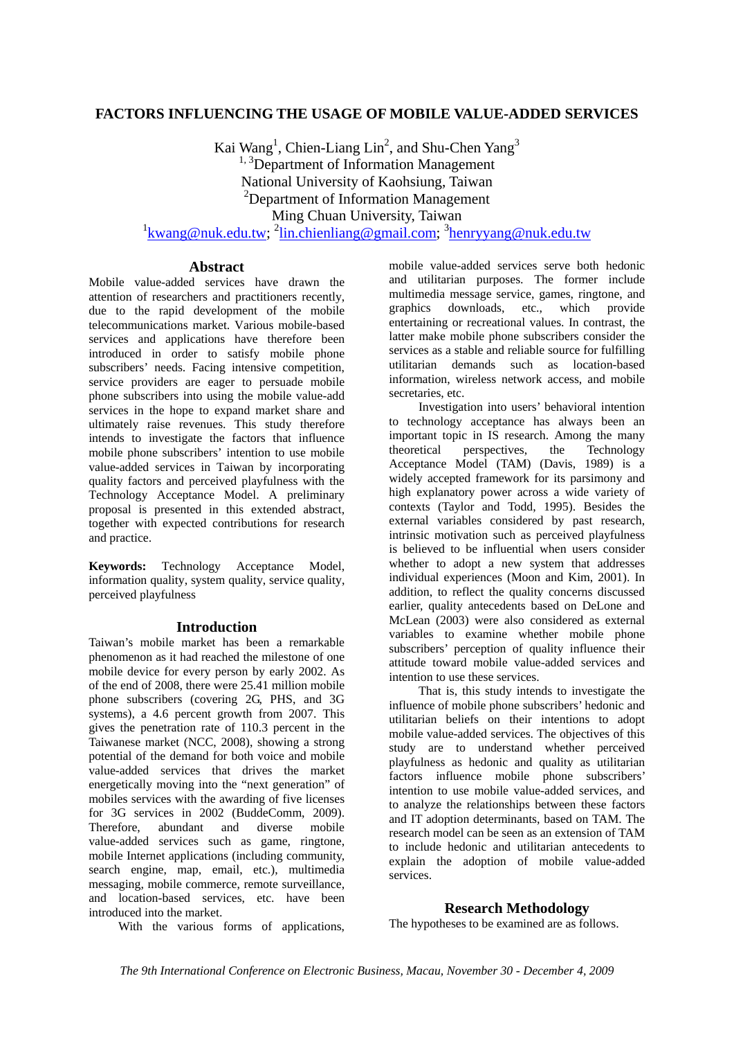# FACTORS INFLUENCING THE USAGE OF MOBILE VALUE-ADDED SERVICES

Kai Wang[1], Chien-Liang Lin[2], and Shu-Chen Yang[3]
[1, 3]Department of Information Management
National University of Kaohsiung, Taiwan
[2]Department of Information Management
Ming Chuan University, Taiwan
[1]kwang@nuk.edu.tw; [2]lin.chienliang@gmail.com; [3]henryyang@nuk.edu.tw

## Abstract

Mobile value-added services have drawn the attention of researchers and practitioners recently, due to the rapid development of the mobile telecommunications market. Various mobile-based services and applications have therefore been introduced in order to satisfy mobile phone subscribers' needs. Facing intensive competition, service providers are eager to persuade mobile phone subscribers into using the mobile value-add services in the hope to expand market share and ultimately raise revenues. This study therefore intends to investigate the factors that influence mobile phone subscribers' intention to use mobile value-added services in Taiwan by incorporating quality factors and perceived playfulness with the Technology Acceptance Model. A preliminary proposal is presented in this extended abstract, together with expected contributions for research and practice.

**Keywords:** Technology Acceptance Model, information quality, system quality, service quality, perceived playfulness

## Introduction

Taiwan's mobile market has been a remarkable phenomenon as it had reached the milestone of one mobile device for every person by early 2002. As of the end of 2008, there were 25.41 million mobile phone subscribers (covering 2G, PHS, and 3G systems), a 4.6 percent growth from 2007. This gives the penetration rate of 110.3 percent in the Taiwanese market (NCC, 2008), showing a strong potential of the demand for both voice and mobile value-added services that drives the market energetically moving into the "next generation" of mobiles services with the awarding of five licenses for 3G services in 2002 (BuddeComm, 2009). Therefore, abundant and diverse mobile value-added services such as game, ringtone, mobile Internet applications (including community, search engine, map, email, etc.), multimedia messaging, mobile commerce, remote surveillance, and location-based services, etc. have been introduced into the market.

With the various forms of applications, mobile value-added services serve both hedonic and utilitarian purposes. The former include multimedia message service, games, ringtone, and graphics downloads, etc., which provide entertaining or recreational values. In contrast, the latter make mobile phone subscribers consider the services as a stable and reliable source for fulfilling utilitarian demands such as location-based information, wireless network access, and mobile secretaries, etc.

Investigation into users' behavioral intention to technology acceptance has always been an important topic in IS research. Among the many theoretical perspectives, the Technology Acceptance Model (TAM) (Davis, 1989) is a widely accepted framework for its parsimony and high explanatory power across a wide variety of contexts (Taylor and Todd, 1995). Besides the external variables considered by past research, intrinsic motivation such as perceived playfulness is believed to be influential when users consider whether to adopt a new system that addresses individual experiences (Moon and Kim, 2001). In addition, to reflect the quality concerns discussed earlier, quality antecedents based on DeLone and McLean (2003) were also considered as external variables to examine whether mobile phone subscribers' perception of quality influence their attitude toward mobile value-added services and intention to use these services.

That is, this study intends to investigate the influence of mobile phone subscribers' hedonic and utilitarian beliefs on their intentions to adopt mobile value-added services. The objectives of this study are to understand whether perceived playfulness as hedonic and quality as utilitarian factors influence mobile phone subscribers' intention to use mobile value-added services, and to analyze the relationships between these factors and IT adoption determinants, based on TAM. The research model can be seen as an extension of TAM to include hedonic and utilitarian antecedents to explain the adoption of mobile value-added services.

## Research Methodology

The hypotheses to be examined are as follows.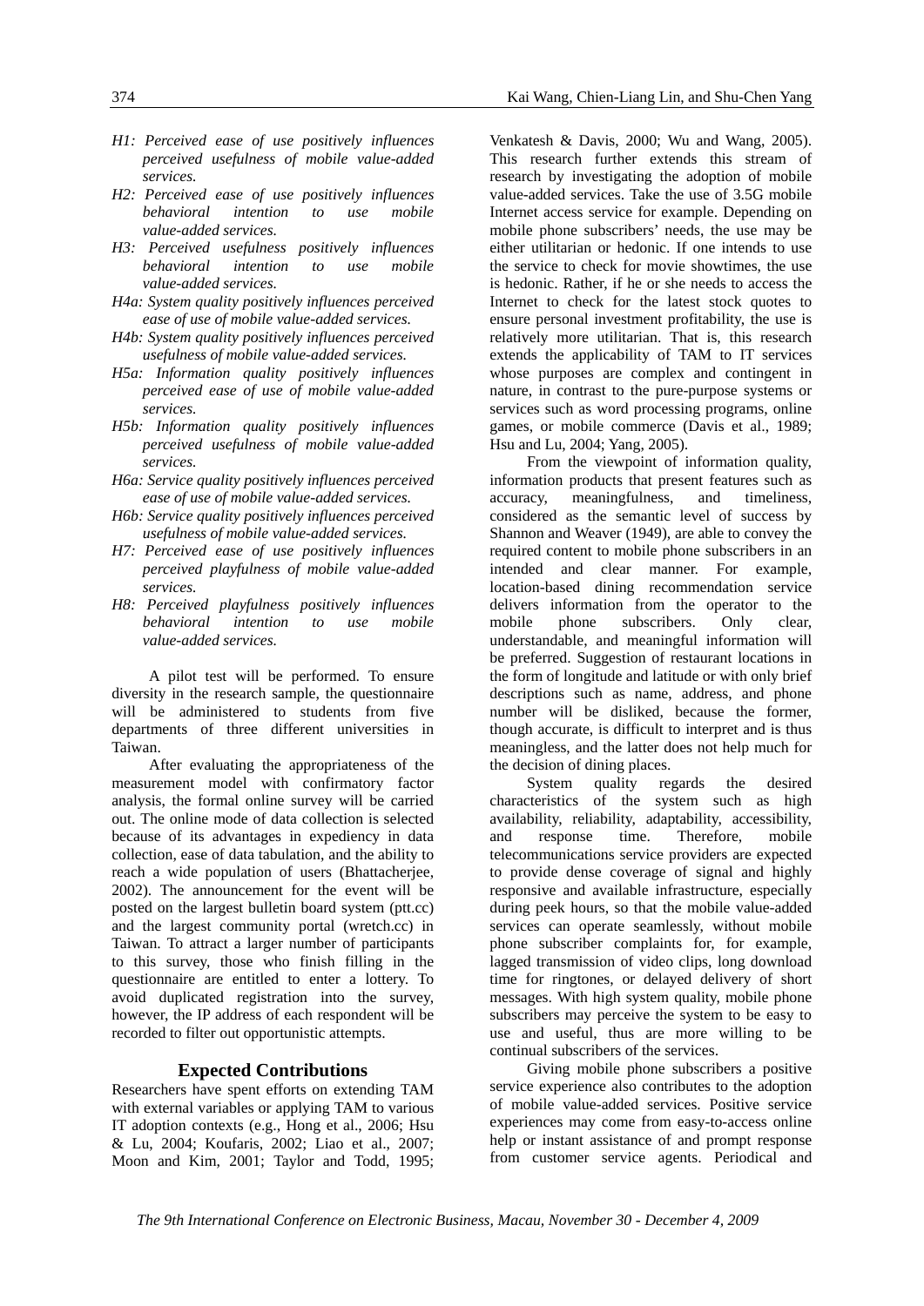*H1: Perceived ease of use positively influences perceived usefulness of mobile value-added services.*

*H2: Perceived ease of use positively influences behavioral intention to use mobile value-added services.*

*H3: Perceived usefulness positively influences behavioral intention to use mobile value-added services.*

*H4a: System quality positively influences perceived ease of use of mobile value-added services.*

*H4b: System quality positively influences perceived usefulness of mobile value-added services.*

*H5a: Information quality positively influences perceived ease of use of mobile value-added services.*

*H5b: Information quality positively influences perceived usefulness of mobile value-added services.*

*H6a: Service quality positively influences perceived ease of use of mobile value-added services.*

*H6b: Service quality positively influences perceived usefulness of mobile value-added services.*

*H7: Perceived ease of use positively influences perceived playfulness of mobile value-added services.*

*H8: Perceived playfulness positively influences behavioral intention to use mobile value-added services.*

A pilot test will be performed. To ensure diversity in the research sample, the questionnaire will be administered to students from five departments of three different universities in Taiwan.

After evaluating the appropriateness of the measurement model with confirmatory factor analysis, the formal online survey will be carried out. The online mode of data collection is selected because of its advantages in expediency in data collection, ease of data tabulation, and the ability to reach a wide population of users (Bhattacherjee, 2002). The announcement for the event will be posted on the largest bulletin board system (ptt.cc) and the largest community portal (wretch.cc) in Taiwan. To attract a larger number of participants to this survey, those who finish filling in the questionnaire are entitled to enter a lottery. To avoid duplicated registration into the survey, however, the IP address of each respondent will be recorded to filter out opportunistic attempts.

## Expected Contributions

Researchers have spent efforts on extending TAM with external variables or applying TAM to various IT adoption contexts (e.g., Hong et al., 2006; Hsu & Lu, 2004; Koufaris, 2002; Liao et al., 2007; Moon and Kim, 2001; Taylor and Todd, 1995; Venkatesh & Davis, 2000; Wu and Wang, 2005). This research further extends this stream of research by investigating the adoption of mobile value-added services. Take the use of 3.5G mobile Internet access service for example. Depending on mobile phone subscribers' needs, the use may be either utilitarian or hedonic. If one intends to use the service to check for movie showtimes, the use is hedonic. Rather, if he or she needs to access the Internet to check for the latest stock quotes to ensure personal investment profitability, the use is relatively more utilitarian. That is, this research extends the applicability of TAM to IT services whose purposes are complex and contingent in nature, in contrast to the pure-purpose systems or services such as word processing programs, online games, or mobile commerce (Davis et al., 1989; Hsu and Lu, 2004; Yang, 2005).

From the viewpoint of information quality, information products that present features such as accuracy, meaningfulness, and timeliness, considered as the semantic level of success by Shannon and Weaver (1949), are able to convey the required content to mobile phone subscribers in an intended and clear manner. For example, location-based dining recommendation service delivers information from the operator to the mobile phone subscribers. Only clear, understandable, and meaningful information will be preferred. Suggestion of restaurant locations in the form of longitude and latitude or with only brief descriptions such as name, address, and phone number will be disliked, because the former, though accurate, is difficult to interpret and is thus meaningless, and the latter does not help much for the decision of dining places.

System quality regards the desired characteristics of the system such as high availability, reliability, adaptability, accessibility, and response time. Therefore, mobile telecommunications service providers are expected to provide dense coverage of signal and highly responsive and available infrastructure, especially during peek hours, so that the mobile value-added services can operate seamlessly, without mobile phone subscriber complaints for, for example, lagged transmission of video clips, long download time for ringtones, or delayed delivery of short messages. With high system quality, mobile phone subscribers may perceive the system to be easy to use and useful, thus are more willing to be continual subscribers of the services.

Giving mobile phone subscribers a positive service experience also contributes to the adoption of mobile value-added services. Positive service experiences may come from easy-to-access online help or instant assistance of and prompt response from customer service agents. Periodical and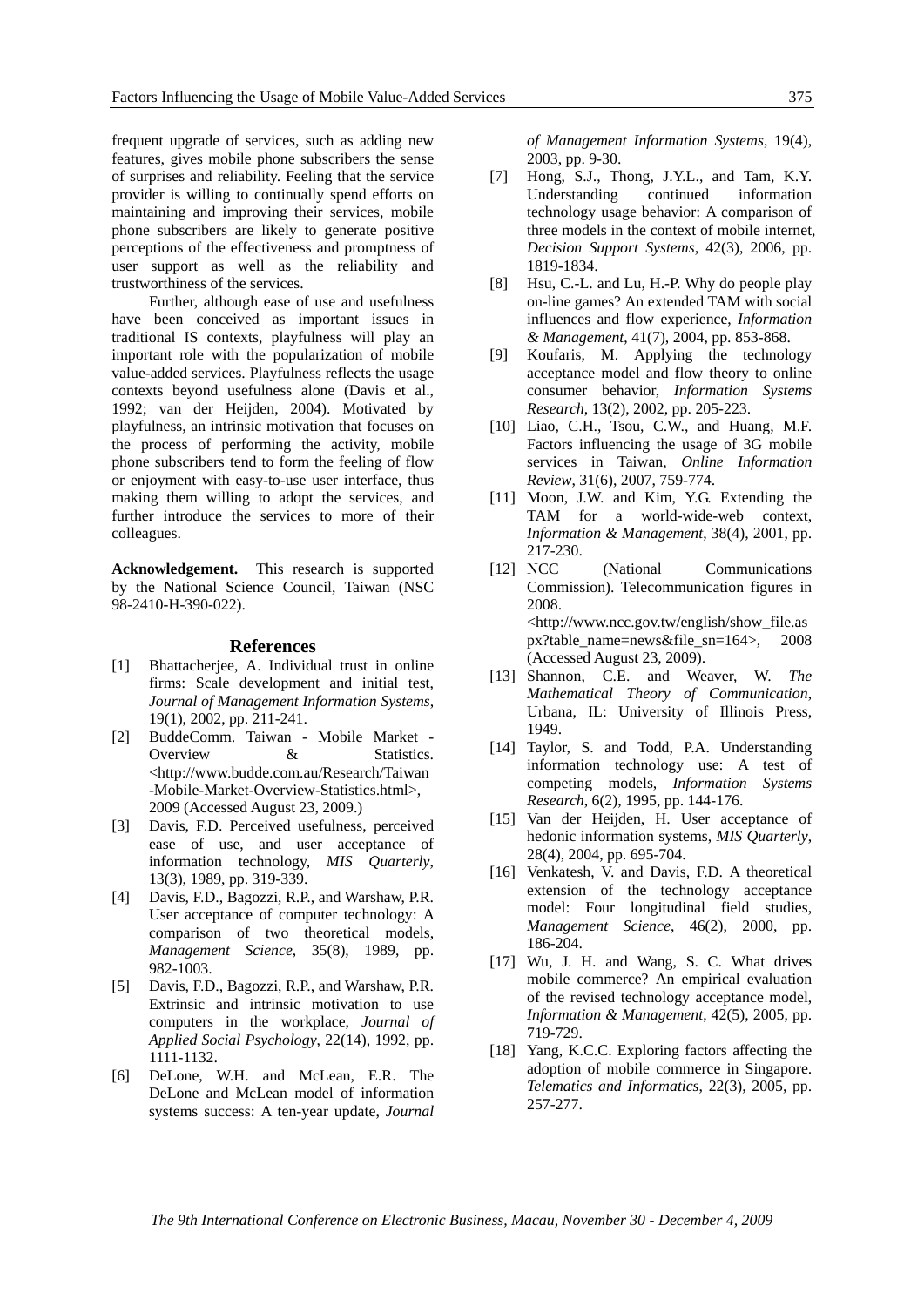frequent upgrade of services, such as adding new features, gives mobile phone subscribers the sense of surprises and reliability. Feeling that the service provider is willing to continually spend efforts on maintaining and improving their services, mobile phone subscribers are likely to generate positive perceptions of the effectiveness and promptness of user support as well as the reliability and trustworthiness of the services.

Further, although ease of use and usefulness have been conceived as important issues in traditional IS contexts, playfulness will play an important role with the popularization of mobile value-added services. Playfulness reflects the usage contexts beyond usefulness alone (Davis et al., 1992; van der Heijden, 2004). Motivated by playfulness, an intrinsic motivation that focuses on the process of performing the activity, mobile phone subscribers tend to form the feeling of flow or enjoyment with easy-to-use user interface, thus making them willing to adopt the services, and further introduce the services to more of their colleagues.

**Acknowledgement.** This research is supported by the National Science Council, Taiwan (NSC 98-2410-H-390-022).

## References

[1] Bhattacherjee, A. Individual trust in online firms: Scale development and initial test, *Journal of Management Information Systems*, 19(1), 2002, pp. 211-241.

[2] BuddeComm. Taiwan - Mobile Market - Overview & Statistics. <http://www.budde.com.au/Research/Taiwan-Mobile-Market-Overview-Statistics.html>, 2009 (Accessed August 23, 2009.)

[3] Davis, F.D. Perceived usefulness, perceived ease of use, and user acceptance of information technology, *MIS Quarterly*, 13(3), 1989, pp. 319-339.

[4] Davis, F.D., Bagozzi, R.P., and Warshaw, P.R. User acceptance of computer technology: A comparison of two theoretical models, *Management Science*, 35(8), 1989, pp. 982-1003.

[5] Davis, F.D., Bagozzi, R.P., and Warshaw, P.R. Extrinsic and intrinsic motivation to use computers in the workplace, *Journal of Applied Social Psychology*, 22(14), 1992, pp. 1111-1132.

[6] DeLone, W.H. and McLean, E.R. The DeLone and McLean model of information systems success: A ten-year update, *Journal of Management Information Systems*, 19(4), 2003, pp. 9-30.

[7] Hong, S.J., Thong, J.Y.L., and Tam, K.Y. Understanding continued information technology usage behavior: A comparison of three models in the context of mobile internet, *Decision Support Systems*, 42(3), 2006, pp. 1819-1834.

[8] Hsu, C.-L. and Lu, H.-P. Why do people play on-line games? An extended TAM with social influences and flow experience, *Information & Management*, 41(7), 2004, pp. 853-868.

[9] Koufaris, M. Applying the technology acceptance model and flow theory to online consumer behavior, *Information Systems Research*, 13(2), 2002, pp. 205-223.

[10] Liao, C.H., Tsou, C.W., and Huang, M.F. Factors influencing the usage of 3G mobile services in Taiwan, *Online Information Review*, 31(6), 2007, 759-774.

[11] Moon, J.W. and Kim, Y.G. Extending the TAM for a world-wide-web context, *Information & Management*, 38(4), 2001, pp. 217-230.

[12] NCC (National Communications Commission). Telecommunication figures in 2008. <http://www.ncc.gov.tw/english/show_file.aspx?table_name=news&file_sn=164>, 2008 (Accessed August 23, 2009).

[13] Shannon, C.E. and Weaver, W. *The Mathematical Theory of Communication*, Urbana, IL: University of Illinois Press, 1949.

[14] Taylor, S. and Todd, P.A. Understanding information technology use: A test of competing models, *Information Systems Research*, 6(2), 1995, pp. 144-176.

[15] Van der Heijden, H. User acceptance of hedonic information systems, *MIS Quarterly*, 28(4), 2004, pp. 695-704.

[16] Venkatesh, V. and Davis, F.D. A theoretical extension of the technology acceptance model: Four longitudinal field studies, *Management Science*, 46(2), 2000, pp. 186-204.

[17] Wu, J. H. and Wang, S. C. What drives mobile commerce? An empirical evaluation of the revised technology acceptance model, *Information & Management*, 42(5), 2005, pp. 719-729.

[18] Yang, K.C.C. Exploring factors affecting the adoption of mobile commerce in Singapore. *Telematics and Informatics*, 22(3), 2005, pp. 257-277.